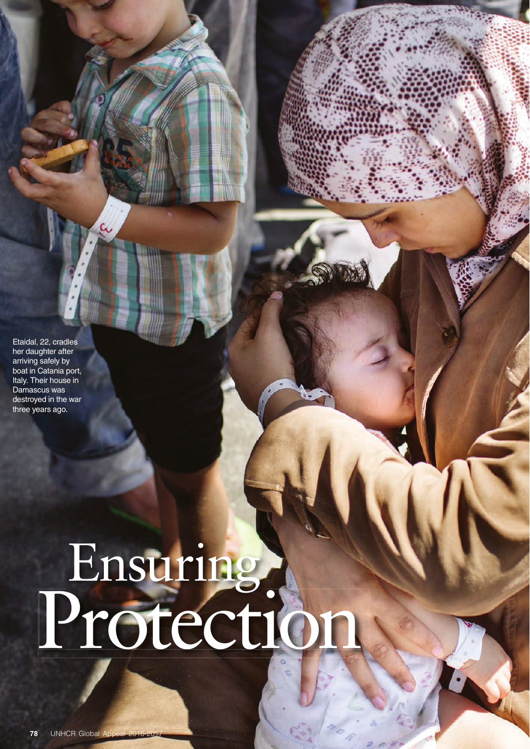# Ensuring Protection

Etaidal, 22, cradles her daughter after arriving safely by boat in Catania port, Italy. Their house in Damascus was destroyed in the war three years ago.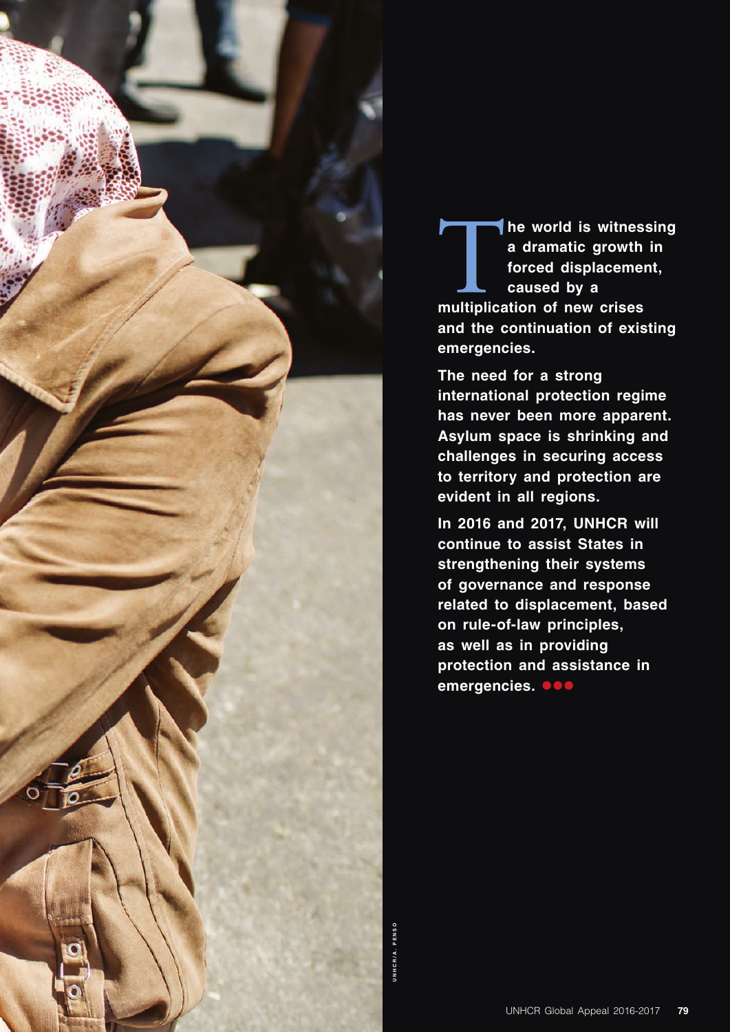**The world is witnessing a dramatic growth in forced displacement, caused by a multiplication of new crises and the continuation of existing emergencies.**

**The need for a strong international protection regime has never been more apparent. Asylum space is shrinking and challenges in securing access to territory and protection are evident in all regions.**

**In 2016 and 2017, UNHCR will continue to assist States in strengthening their systems of governance and response related to displacement, based on rule-of-law principles, as well as in providing protection and assistance in emergencies.**

UNHCR/A. PENSO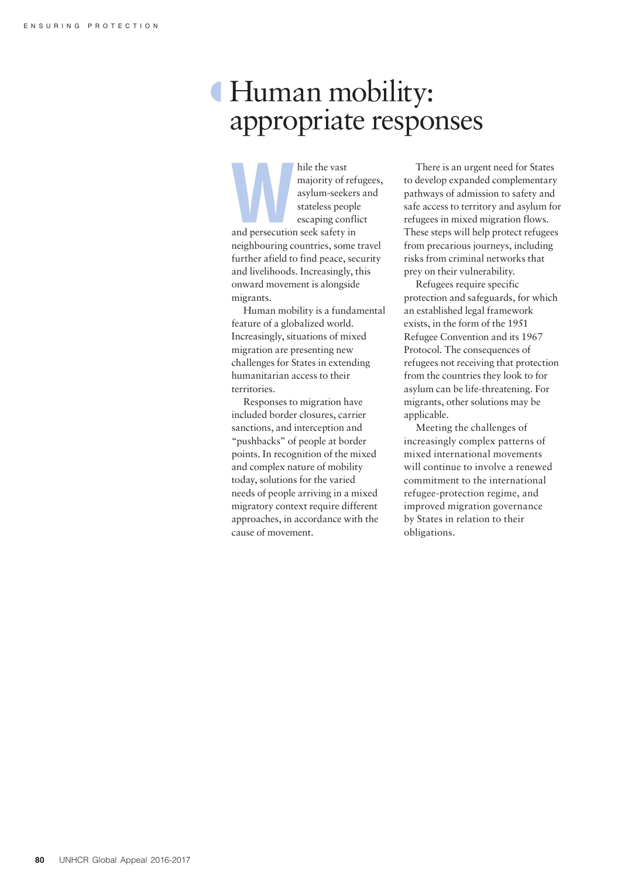# Human mobility: appropriate responses

While the vast majority of refugees, asylum-seekers and stateless people escaping conflict and persecution seek safety in neighbouring countries, some travel further afield to find peace, security and livelihoods. Increasingly, this onward movement is alongside migrants.

Human mobility is a fundamental feature of a globalized world. Increasingly, situations of mixed migration are presenting new challenges for States in extending humanitarian access to their territories.

Responses to migration have included border closures, carrier sanctions, and interception and "pushbacks" of people at border points. In recognition of the mixed and complex nature of mobility today, solutions for the varied needs of people arriving in a mixed migratory context require different approaches, in accordance with the cause of movement.

There is an urgent need for States to develop expanded complementary pathways of admission to safety and safe access to territory and asylum for refugees in mixed migration flows. These steps will help protect refugees from precarious journeys, including risks from criminal networks that prey on their vulnerability.

Refugees require specific protection and safeguards, for which an established legal framework exists, in the form of the 1951 Refugee Convention and its 1967 Protocol. The consequences of refugees not receiving that protection from the countries they look to for asylum can be life-threatening. For migrants, other solutions may be applicable.

Meeting the challenges of increasingly complex patterns of mixed international movements will continue to involve a renewed commitment to the international refugee-protection regime, and improved migration governance by States in relation to their obligations.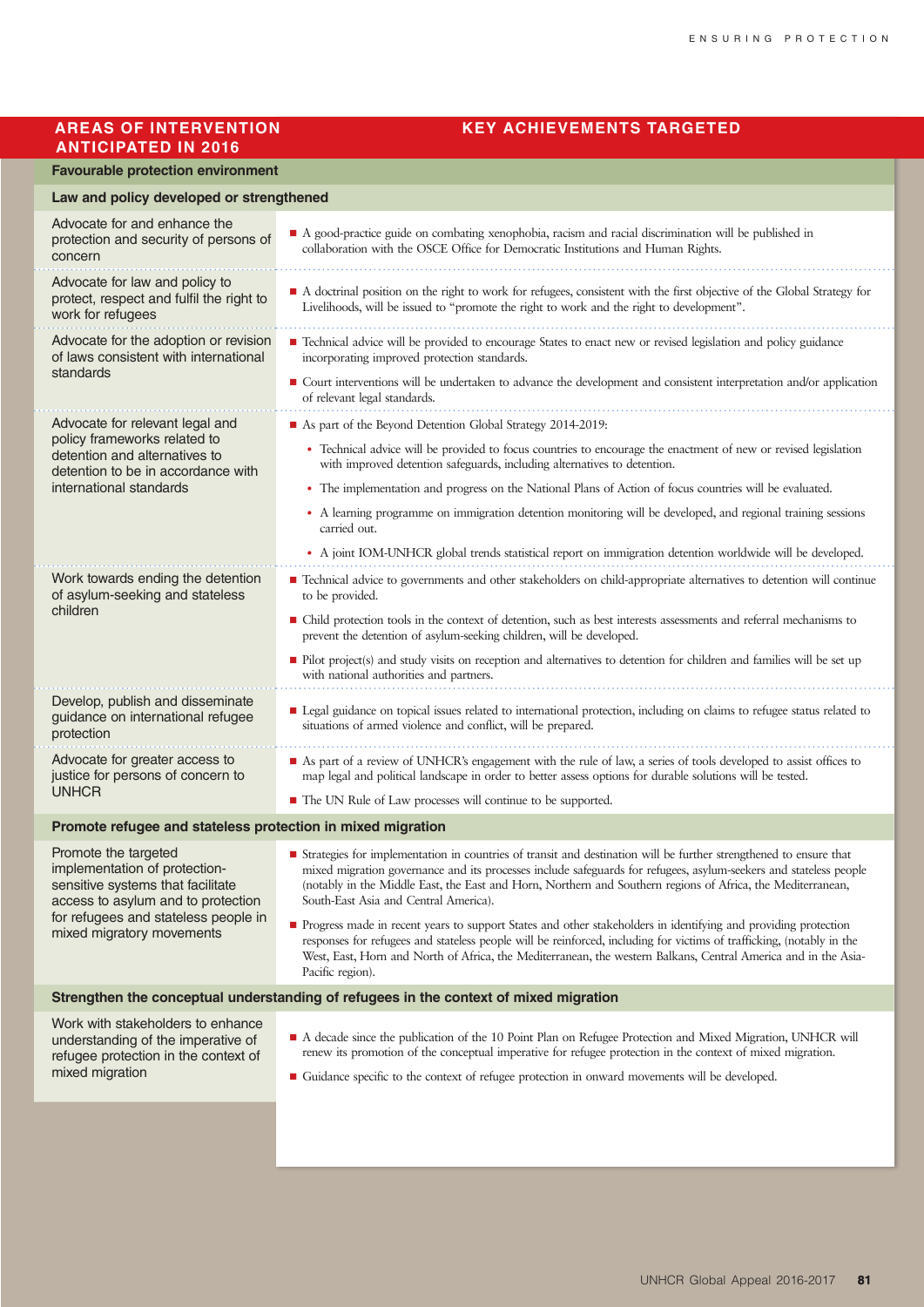| AREAS OF INTERVENTION ANTICIPATED IN 2016 | KEY ACHIEVEMENTS TARGETED |
|---|---|
| **Favourable protection environment** | |
| **Law and policy developed or strengthened** | |
| Advocate for and enhance the protection and security of persons of concern | ■ A good-practice guide on combating xenophobia, racism and racial discrimination will be published in collaboration with the OSCE Office for Democratic Institutions and Human Rights. |
| Advocate for law and policy to protect, respect and fulfil the right to work for refugees | ■ A doctrinal position on the right to work for refugees, consistent with the first objective of the Global Strategy for Livelihoods, will be issued to "promote the right to work and the right to development". |
| Advocate for the adoption or revision of laws consistent with international standards | ■ Technical advice will be provided to encourage States to enact new or revised legislation and policy guidance incorporating improved protection standards.<br>■ Court interventions will be undertaken to advance the development and consistent interpretation and/or application of relevant legal standards. |
| Advocate for relevant legal and policy frameworks related to detention and alternatives to detention to be in accordance with international standards | ■ As part of the Beyond Detention Global Strategy 2014-2019:<br>• Technical advice will be provided to focus countries to encourage the enactment of new or revised legislation with improved detention safeguards, including alternatives to detention.<br>• The implementation and progress on the National Plans of Action of focus countries will be evaluated.<br>• A learning programme on immigration detention monitoring will be developed, and regional training sessions carried out.<br>• A joint IOM-UNHCR global trends statistical report on immigration detention worldwide will be developed. |
| Work towards ending the detention of asylum-seeking and stateless children | ■ Technical advice to governments and other stakeholders on child-appropriate alternatives to detention will continue to be provided.<br>■ Child protection tools in the context of detention, such as best interests assessments and referral mechanisms to prevent the detention of asylum-seeking children, will be developed.<br>■ Pilot project(s) and study visits on reception and alternatives to detention for children and families will be set up with national authorities and partners. |
| Develop, publish and disseminate guidance on international refugee protection | ■ Legal guidance on topical issues related to international protection, including on claims to refugee status related to situations of armed violence and conflict, will be prepared. |
| Advocate for greater access to justice for persons of concern to UNHCR | ■ As part of a review of UNHCR's engagement with the rule of law, a series of tools developed to assist offices to map legal and political landscape in order to better assess options for durable solutions will be tested.<br>■ The UN Rule of Law processes will continue to be supported. |
| **Promote refugee and stateless protection in mixed migration** | |
| Promote the targeted implementation of protection-sensitive systems that facilitate access to asylum and to protection for refugees and stateless people in mixed migratory movements | ■ Strategies for implementation in countries of transit and destination will be further strengthened to ensure that mixed migration governance and its processes include safeguards for refugees, asylum-seekers and stateless people (notably in the Middle East, the East and Horn, Northern and Southern regions of Africa, the Mediterranean, South-East Asia and Central America).<br>■ Progress made in recent years to support States and other stakeholders in identifying and providing protection responses for refugees and stateless people will be reinforced, including for victims of trafficking, (notably in the West, East, Horn and North of Africa, the Mediterranean, the western Balkans, Central America and in the Asia-Pacific region). |
| **Strengthen the conceptual understanding of refugees in the context of mixed migration** | |
| Work with stakeholders to enhance understanding of the imperative of refugee protection in the context of mixed migration | ■ A decade since the publication of the 10 Point Plan on Refugee Protection and Mixed Migration, UNHCR will renew its promotion of the conceptual imperative for refugee protection in the context of mixed migration.<br>■ Guidance specific to the context of refugee protection in onward movements will be developed. |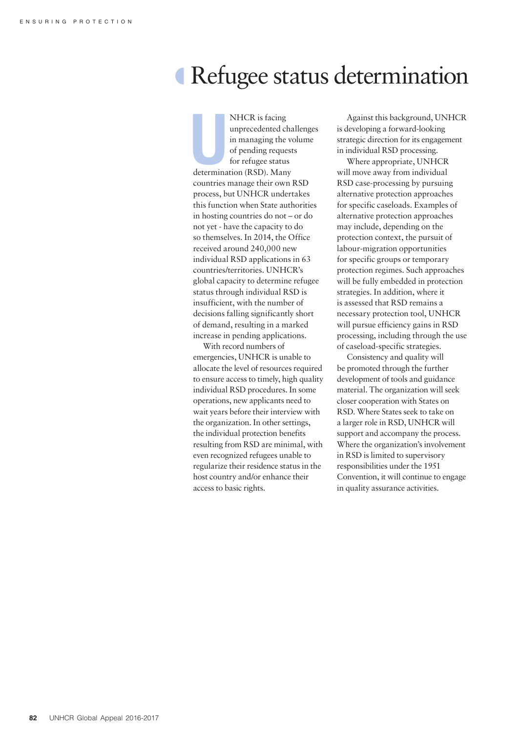# Refugee status determination

UNHCR is facing unprecedented challenges in managing the volume of pending requests for refugee status determination (RSD). Many countries manage their own RSD process, but UNHCR undertakes this function when State authorities in hosting countries do not – or do not yet - have the capacity to do so themselves. In 2014, the Office received around 240,000 new individual RSD applications in 63 countries/territories. UNHCR's global capacity to determine refugee status through individual RSD is insufficient, with the number of decisions falling significantly short of demand, resulting in a marked increase in pending applications.

With record numbers of emergencies, UNHCR is unable to allocate the level of resources required to ensure access to timely, high quality individual RSD procedures. In some operations, new applicants need to wait years before their interview with the organization. In other settings, the individual protection benefits resulting from RSD are minimal, with even recognized refugees unable to regularize their residence status in the host country and/or enhance their access to basic rights.

Against this background, UNHCR is developing a forward-looking strategic direction for its engagement in individual RSD processing.

Where appropriate, UNHCR will move away from individual RSD case-processing by pursuing alternative protection approaches for specific caseloads. Examples of alternative protection approaches may include, depending on the protection context, the pursuit of labour-migration opportunities for specific groups or temporary protection regimes. Such approaches will be fully embedded in protection strategies. In addition, where it is assessed that RSD remains a necessary protection tool, UNHCR will pursue efficiency gains in RSD processing, including through the use of caseload-specific strategies.

Consistency and quality will be promoted through the further development of tools and guidance material. The organization will seek closer cooperation with States on RSD. Where States seek to take on a larger role in RSD, UNHCR will support and accompany the process. Where the organization's involvement in RSD is limited to supervisory responsibilities under the 1951 Convention, it will continue to engage in quality assurance activities.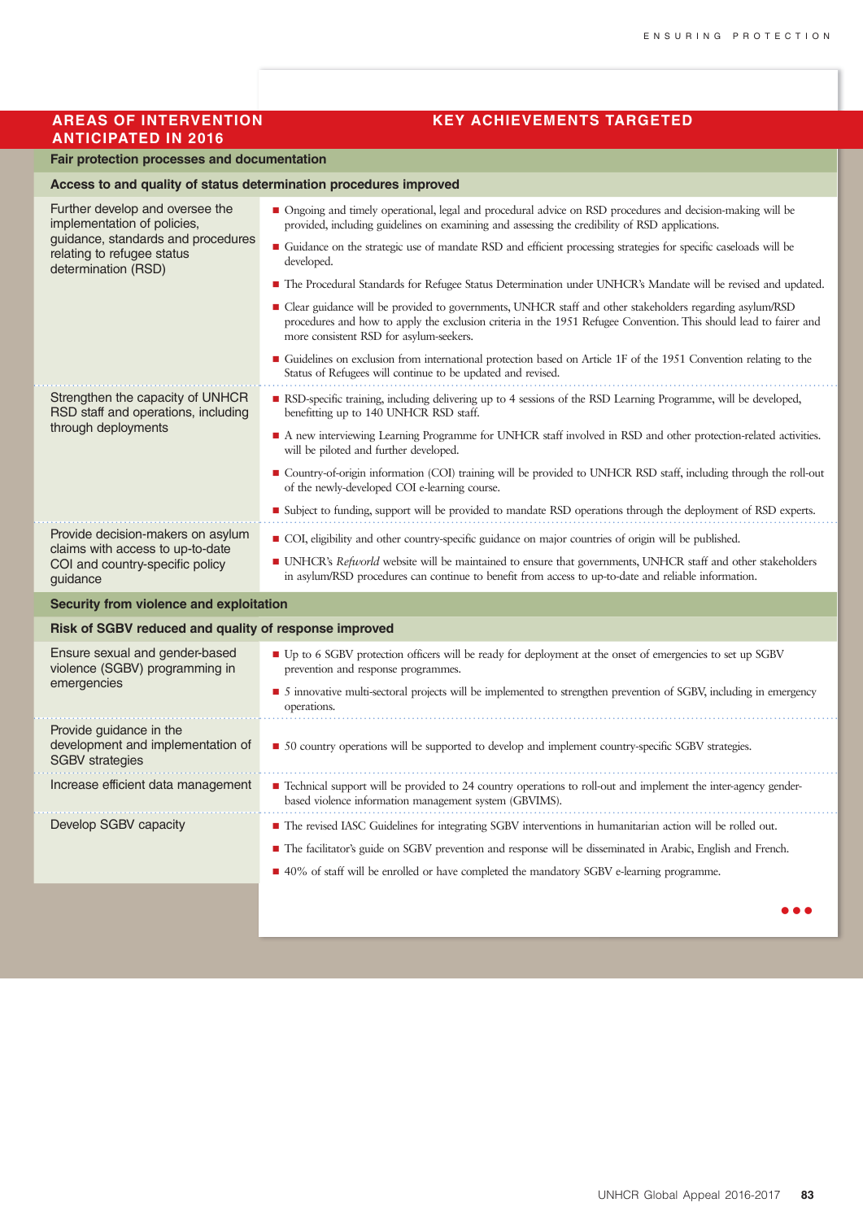| AREAS OF INTERVENTION ANTICIPATED IN 2016 | KEY ACHIEVEMENTS TARGETED |
|---|---|
| **Fair protection processes and documentation** | |
| **Access to and quality of status determination procedures improved** | |
| Further develop and oversee the implementation of policies, guidance, standards and procedures relating to refugee status determination (RSD) | ■ Ongoing and timely operational, legal and procedural advice on RSD procedures and decision-making will be provided, including guidelines on examining and assessing the credibility of RSD applications.<br>■ Guidance on the strategic use of mandate RSD and efficient processing strategies for specific caseloads will be developed.<br>■ The Procedural Standards for Refugee Status Determination under UNHCR's Mandate will be revised and updated.<br>■ Clear guidance will be provided to governments, UNHCR staff and other stakeholders regarding asylum/RSD procedures and how to apply the exclusion criteria in the 1951 Refugee Convention. This should lead to fairer and more consistent RSD for asylum-seekers.<br>■ Guidelines on exclusion from international protection based on Article 1F of the 1951 Convention relating to the Status of Refugees will continue to be updated and revised. |
| Strengthen the capacity of UNHCR RSD staff and operations, including through deployments | ■ RSD-specific training, including delivering up to 4 sessions of the RSD Learning Programme, will be developed, benefitting up to 140 UNHCR RSD staff.<br>■ A new interviewing Learning Programme for UNHCR staff involved in RSD and other protection-related activities. will be piloted and further developed.<br>■ Country-of-origin information (COI) training will be provided to UNHCR RSD staff, including through the roll-out of the newly-developed COI e-learning course.<br>■ Subject to funding, support will be provided to mandate RSD operations through the deployment of RSD experts. |
| Provide decision-makers on asylum claims with access to up-to-date COI and country-specific policy guidance | ■ COI, eligibility and other country-specific guidance on major countries of origin will be published.<br>■ UNHCR's *Refworld* website will be maintained to ensure that governments, UNHCR staff and other stakeholders in asylum/RSD procedures can continue to benefit from access to up-to-date and reliable information. |
| **Security from violence and exploitation** | |
| **Risk of SGBV reduced and quality of response improved** | |
| Ensure sexual and gender-based violence (SGBV) programming in emergencies | ■ Up to 6 SGBV protection officers will be ready for deployment at the onset of emergencies to set up SGBV prevention and response programmes.<br>■ 5 innovative multi-sectoral projects will be implemented to strengthen prevention of SGBV, including in emergency operations. |
| Provide guidance in the development and implementation of SGBV strategies | ■ 50 country operations will be supported to develop and implement country-specific SGBV strategies. |
| Increase efficient data management | ■ Technical support will be provided to 24 country operations to roll-out and implement the inter-agency gender-based violence information management system (GBVIMS). |
| Develop SGBV capacity | ■ The revised IASC Guidelines for integrating SGBV interventions in humanitarian action will be rolled out.<br>■ The facilitator's guide on SGBV prevention and response will be disseminated in Arabic, English and French.<br>■ 40% of staff will be enrolled or have completed the mandatory SGBV e-learning programme. |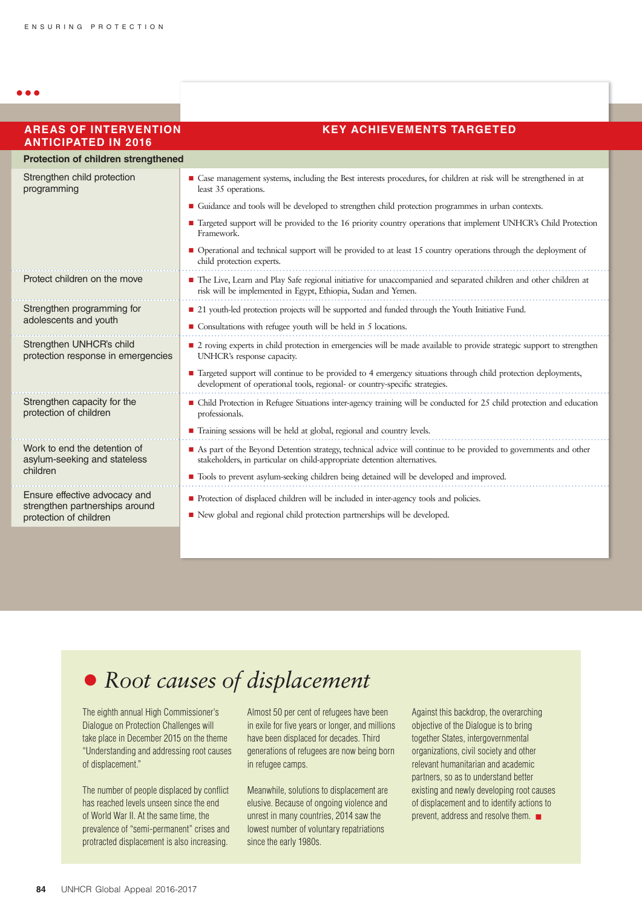| AREAS OF INTERVENTION ANTICIPATED IN 2016 | KEY ACHIEVEMENTS TARGETED |
|---|---|
| **Protection of children strengthened** | |
| Strengthen child protection programming | ■ Case management systems, including the Best interests procedures, for children at risk will be strengthened in at least 35 operations.<br>■ Guidance and tools will be developed to strengthen child protection programmes in urban contexts.<br>■ Targeted support will be provided to the 16 priority country operations that implement UNHCR's Child Protection Framework.<br>■ Operational and technical support will be provided to at least 15 country operations through the deployment of child protection experts. |
| Protect children on the move | ■ The Live, Learn and Play Safe regional initiative for unaccompanied and separated children and other children at risk will be implemented in Egypt, Ethiopia, Sudan and Yemen. |
| Strengthen programming for adolescents and youth | ■ 21 youth-led protection projects will be supported and funded through the Youth Initiative Fund.<br>■ Consultations with refugee youth will be held in 5 locations. |
| Strengthen UNHCR's child protection response in emergencies | ■ 2 roving experts in child protection in emergencies will be made available to provide strategic support to strengthen UNHCR's response capacity.<br>■ Targeted support will continue to be provided to 4 emergency situations through child protection deployments, development of operational tools, regional- or country-specific strategies. |
| Strengthen capacity for the protection of children | ■ Child Protection in Refugee Situations inter-agency training will be conducted for 25 child protection and education professionals.<br>■ Training sessions will be held at global, regional and country levels. |
| Work to end the detention of asylum-seeking and stateless children | ■ As part of the Beyond Detention strategy, technical advice will continue to be provided to governments and other stakeholders, in particular on child-appropriate detention alternatives.<br>■ Tools to prevent asylum-seeking children being detained will be developed and improved. |
| Ensure effective advocacy and strengthen partnerships around protection of children | ■ Protection of displaced children will be included in inter-agency tools and policies.<br>■ New global and regional child protection partnerships will be developed. |

## *Root causes of displacement*

The eighth annual High Commissioner's Dialogue on Protection Challenges will take place in December 2015 on the theme "Understanding and addressing root causes of displacement."

The number of people displaced by conflict has reached levels unseen since the end of World War II. At the same time, the prevalence of "semi-permanent" crises and protracted displacement is also increasing.

Almost 50 per cent of refugees have been in exile for five years or longer, and millions have been displaced for decades. Third generations of refugees are now being born in refugee camps.

Meanwhile, solutions to displacement are elusive. Because of ongoing violence and unrest in many countries, 2014 saw the lowest number of voluntary repatriations since the early 1980s.

Against this backdrop, the overarching objective of the Dialogue is to bring together States, intergovernmental organizations, civil society and other relevant humanitarian and academic partners, so as to understand better existing and newly developing root causes of displacement and to identify actions to prevent, address and resolve them. ■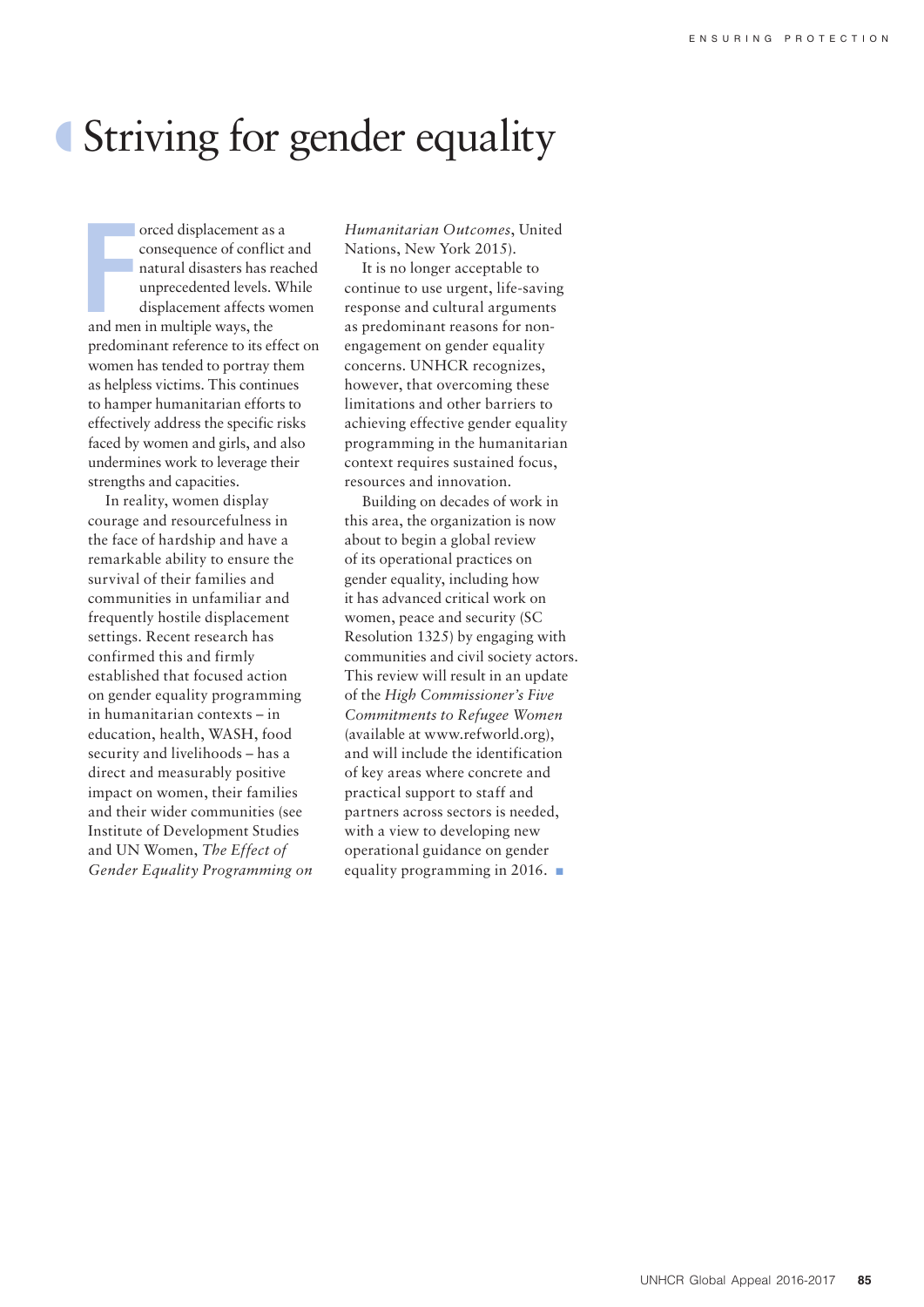# Striving for gender equality

Forced displacement as a consequence of conflict and natural disasters has reached unprecedented levels. While displacement affects women and men in multiple ways, the predominant reference to its effect on women has tended to portray them as helpless victims. This continues to hamper humanitarian efforts to effectively address the specific risks faced by women and girls, and also undermines work to leverage their strengths and capacities.

In reality, women display courage and resourcefulness in the face of hardship and have a remarkable ability to ensure the survival of their families and communities in unfamiliar and frequently hostile displacement settings. Recent research has confirmed this and firmly established that focused action on gender equality programming in humanitarian contexts – in education, health, WASH, food security and livelihoods – has a direct and measurably positive impact on women, their families and their wider communities (see Institute of Development Studies and UN Women, *The Effect of Gender Equality Programming on Humanitarian Outcomes*, United Nations, New York 2015).

It is no longer acceptable to continue to use urgent, life-saving response and cultural arguments as predominant reasons for non-engagement on gender equality concerns. UNHCR recognizes, however, that overcoming these limitations and other barriers to achieving effective gender equality programming in the humanitarian context requires sustained focus, resources and innovation.

Building on decades of work in this area, the organization is now about to begin a global review of its operational practices on gender equality, including how it has advanced critical work on women, peace and security (SC Resolution 1325) by engaging with communities and civil society actors. This review will result in an update of the *High Commissioner's Five Commitments to Refugee Women* (available at www.refworld.org), and will include the identification of key areas where concrete and practical support to staff and partners across sectors is needed, with a view to developing new operational guidance on gender equality programming in 2016. ■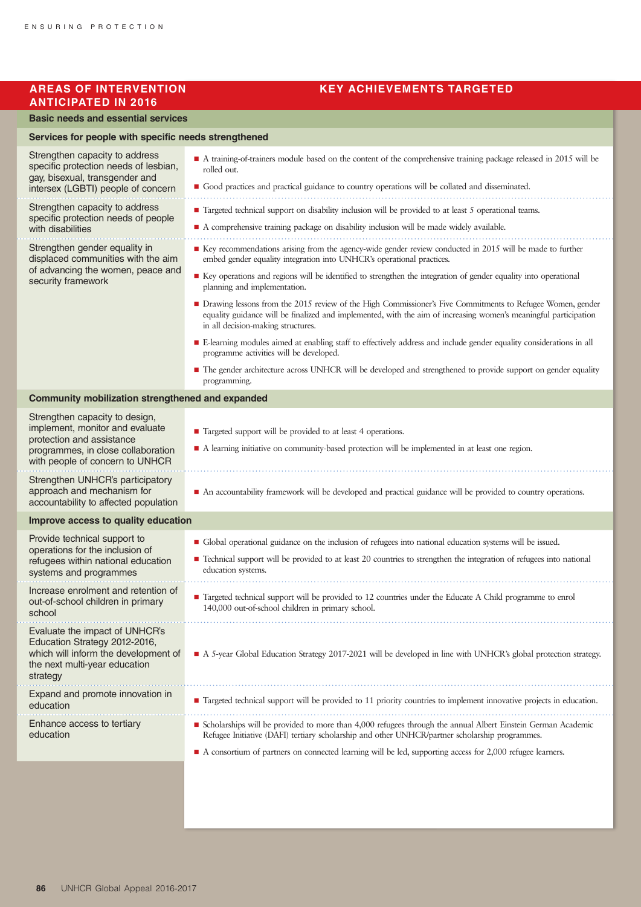| AREAS OF INTERVENTION ANTICIPATED IN 2016 | KEY ACHIEVEMENTS TARGETED |
|---|---|
| **Basic needs and essential services** | |
| **Services for people with specific needs strengthened** | |
| Strengthen capacity to address specific protection needs of lesbian, gay, bisexual, transgender and intersex (LGBTI) people of concern | ■ A training-of-trainers module based on the content of the comprehensive training package released in 2015 will be rolled out.<br>■ Good practices and practical guidance to country operations will be collated and disseminated. |
| Strengthen capacity to address specific protection needs of people with disabilities | ■ Targeted technical support on disability inclusion will be provided to at least 5 operational teams.<br>■ A comprehensive training package on disability inclusion will be made widely available. |
| Strengthen gender equality in displaced communities with the aim of advancing the women, peace and security framework | ■ Key recommendations arising from the agency-wide gender review conducted in 2015 will be made to further embed gender equality integration into UNHCR's operational practices.<br>■ Key operations and regions will be identified to strengthen the integration of gender equality into operational planning and implementation.<br>■ Drawing lessons from the 2015 review of the High Commissioner's Five Commitments to Refugee Women, gender equality guidance will be finalized and implemented, with the aim of increasing women's meaningful participation in all decision-making structures.<br>■ E-learning modules aimed at enabling staff to effectively address and include gender equality considerations in all programme activities will be developed.<br>■ The gender architecture across UNHCR will be developed and strengthened to provide support on gender equality programming. |
| **Community mobilization strengthened and expanded** | |
| Strengthen capacity to design, implement, monitor and evaluate protection and assistance programmes, in close collaboration with people of concern to UNHCR | ■ Targeted support will be provided to at least 4 operations.<br>■ A learning initiative on community-based protection will be implemented in at least one region. |
| Strengthen UNHCR's participatory approach and mechanism for accountability to affected population | ■ An accountability framework will be developed and practical guidance will be provided to country operations. |
| **Improve access to quality education** | |
| Provide technical support to operations for the inclusion of refugees within national education systems and programmes | ■ Global operational guidance on the inclusion of refugees into national education systems will be issued.<br>■ Technical support will be provided to at least 20 countries to strengthen the integration of refugees into national education systems. |
| Increase enrolment and retention of out-of-school children in primary school | ■ Targeted technical support will be provided to 12 countries under the Educate A Child programme to enrol 140,000 out-of-school children in primary school. |
| Evaluate the impact of UNHCR's Education Strategy 2012-2016, which will inform the development of the next multi-year education strategy | ■ A 5-year Global Education Strategy 2017-2021 will be developed in line with UNHCR's global protection strategy. |
| Expand and promote innovation in education | ■ Targeted technical support will be provided to 11 priority countries to implement innovative projects in education. |
| Enhance access to tertiary education | ■ Scholarships will be provided to more than 4,000 refugees through the annual Albert Einstein German Academic Refugee Initiative (DAFI) tertiary scholarship and other UNHCR/partner scholarship programmes.<br>■ A consortium of partners on connected learning will be led, supporting access for 2,000 refugee learners. |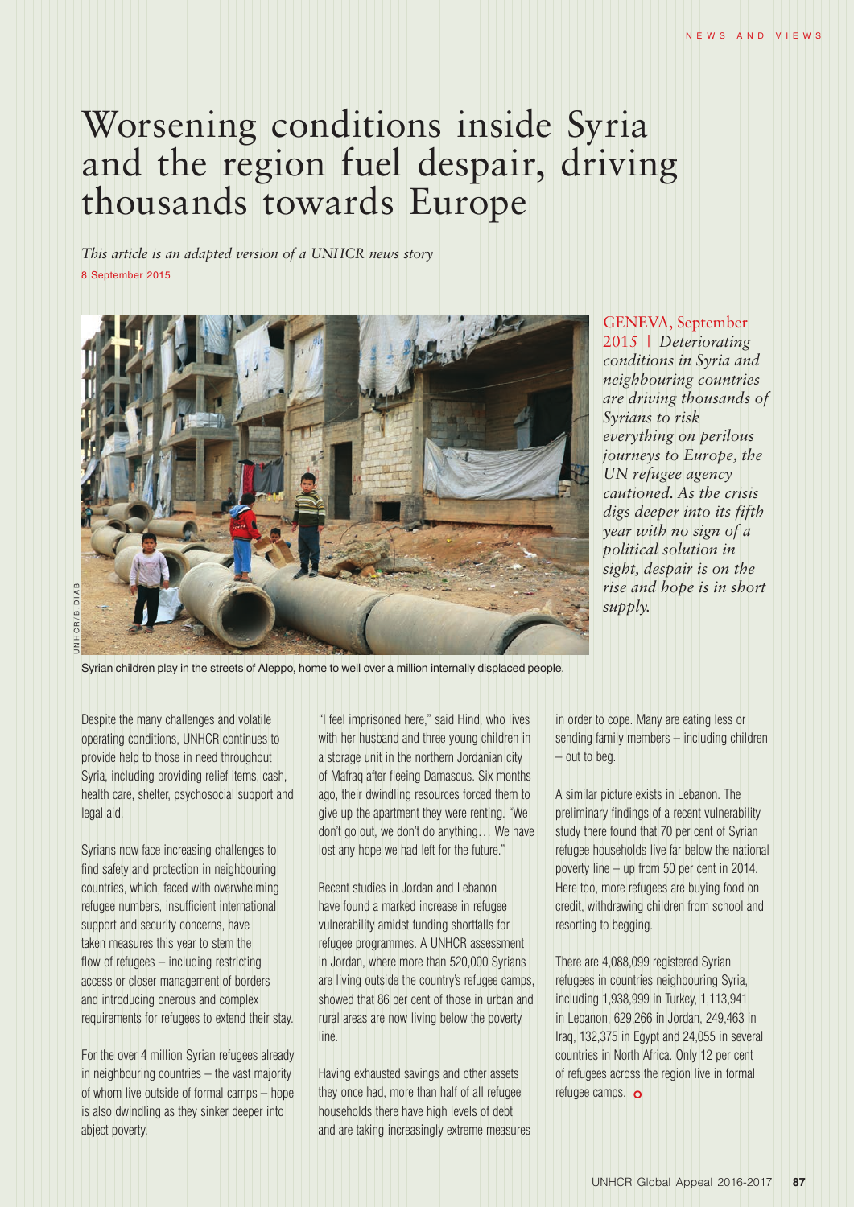# Worsening conditions inside Syria and the region fuel despair, driving thousands towards Europe

*This article is an adapted version of a UNHCR news story*

8 September 2015

Syrian children play in the streets of Aleppo, home to well over a million internally displaced people.

GENEVA, September 2015 | *Deteriorating conditions in Syria and neighbouring countries are driving thousands of Syrians to risk everything on perilous journeys to Europe, the UN refugee agency cautioned. As the crisis digs deeper into its fifth year with no sign of a political solution in sight, despair is on the rise and hope is in short supply.*

Despite the many challenges and volatile operating conditions, UNHCR continues to provide help to those in need throughout Syria, including providing relief items, cash, health care, shelter, psychosocial support and legal aid.

Syrians now face increasing challenges to find safety and protection in neighbouring countries, which, faced with overwhelming refugee numbers, insufficient international support and security concerns, have taken measures this year to stem the flow of refugees – including restricting access or closer management of borders and introducing onerous and complex requirements for refugees to extend their stay.

For the over 4 million Syrian refugees already in neighbouring countries – the vast majority of whom live outside of formal camps – hope is also dwindling as they sinker deeper into abject poverty.

"I feel imprisoned here," said Hind, who lives with her husband and three young children in a storage unit in the northern Jordanian city of Mafraq after fleeing Damascus. Six months ago, their dwindling resources forced them to give up the apartment they were renting. "We don't go out, we don't do anything… We have lost any hope we had left for the future."

Recent studies in Jordan and Lebanon have found a marked increase in refugee vulnerability amidst funding shortfalls for refugee programmes. A UNHCR assessment in Jordan, where more than 520,000 Syrians are living outside the country's refugee camps, showed that 86 per cent of those in urban and rural areas are now living below the poverty line.

Having exhausted savings and other assets they once had, more than half of all refugee households there have high levels of debt and are taking increasingly extreme measures in order to cope. Many are eating less or sending family members – including children – out to beg.

A similar picture exists in Lebanon. The preliminary findings of a recent vulnerability study there found that 70 per cent of Syrian refugee households live far below the national poverty line – up from 50 per cent in 2014. Here too, more refugees are buying food on credit, withdrawing children from school and resorting to begging.

There are 4,088,099 registered Syrian refugees in countries neighbouring Syria, including 1,938,999 in Turkey, 1,113,941 in Lebanon, 629,266 in Jordan, 249,463 in Iraq, 132,375 in Egypt and 24,055 in several countries in North Africa. Only 12 per cent of refugees across the region live in formal refugee camps.